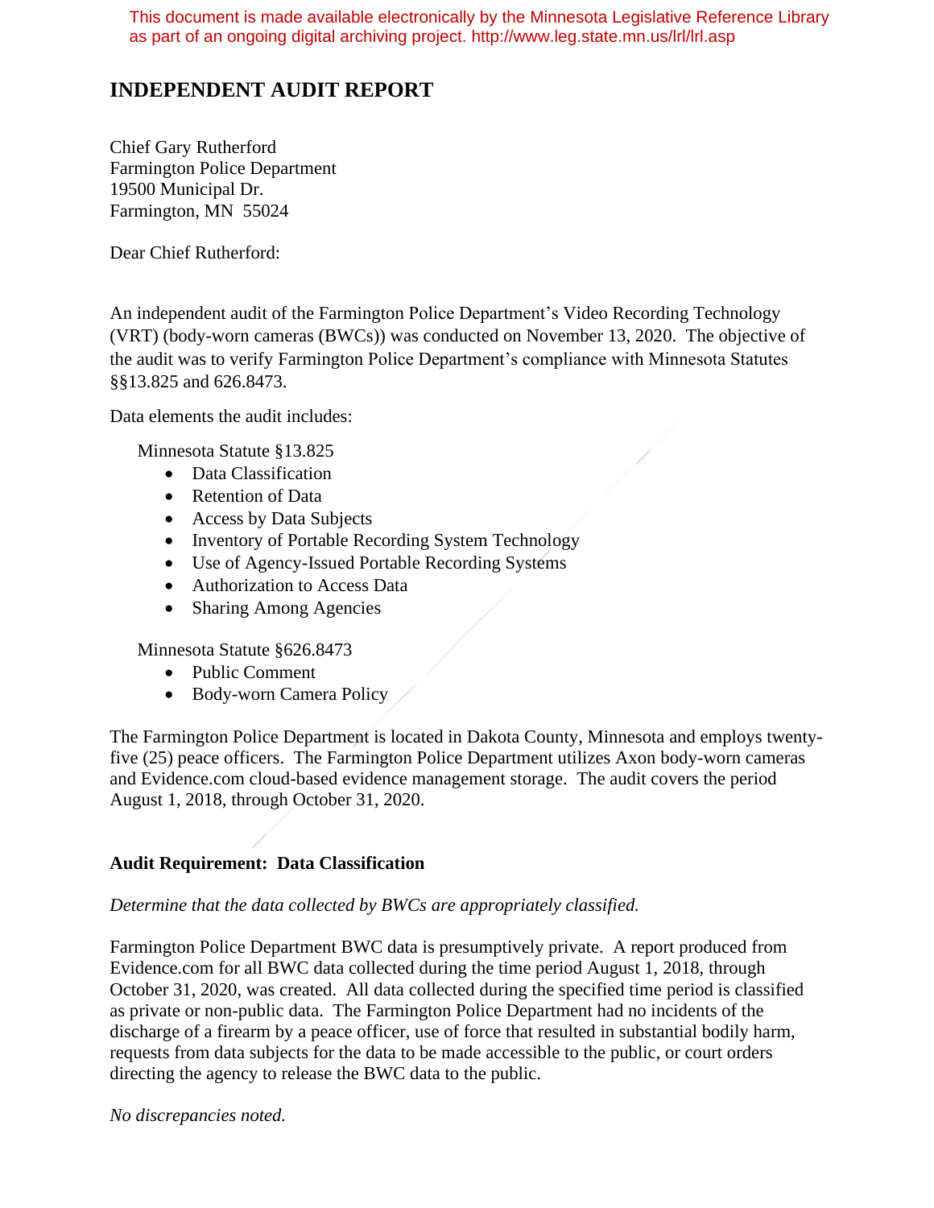This document is made available electronically by the Minnesota Legislative Reference Library as part of an ongoing digital archiving project. http://www.leg.state.mn.us/lrl/lrl.asp

# INDEPENDENT AUDIT REPORT

Chief Gary Rutherford
Farmington Police Department
19500 Municipal Dr.
Farmington, MN 55024

Dear Chief Rutherford:

An independent audit of the Farmington Police Department's Video Recording Technology (VRT) (body-worn cameras (BWCs)) was conducted on November 13, 2020. The objective of the audit was to verify Farmington Police Department's compliance with Minnesota Statutes §§13.825 and 626.8473.

Data elements the audit includes:

Minnesota Statute §13.825
- Data Classification
- Retention of Data
- Access by Data Subjects
- Inventory of Portable Recording System Technology
- Use of Agency-Issued Portable Recording Systems
- Authorization to Access Data
- Sharing Among Agencies

Minnesota Statute §626.8473
- Public Comment
- Body-worn Camera Policy

The Farmington Police Department is located in Dakota County, Minnesota and employs twenty-five (25) peace officers. The Farmington Police Department utilizes Axon body-worn cameras and Evidence.com cloud-based evidence management storage. The audit covers the period August 1, 2018, through October 31, 2020.

**Audit Requirement: Data Classification**

*Determine that the data collected by BWCs are appropriately classified.*

Farmington Police Department BWC data is presumptively private. A report produced from Evidence.com for all BWC data collected during the time period August 1, 2018, through October 31, 2020, was created. All data collected during the specified time period is classified as private or non-public data. The Farmington Police Department had no incidents of the discharge of a firearm by a peace officer, use of force that resulted in substantial bodily harm, requests from data subjects for the data to be made accessible to the public, or court orders directing the agency to release the BWC data to the public.

*No discrepancies noted.*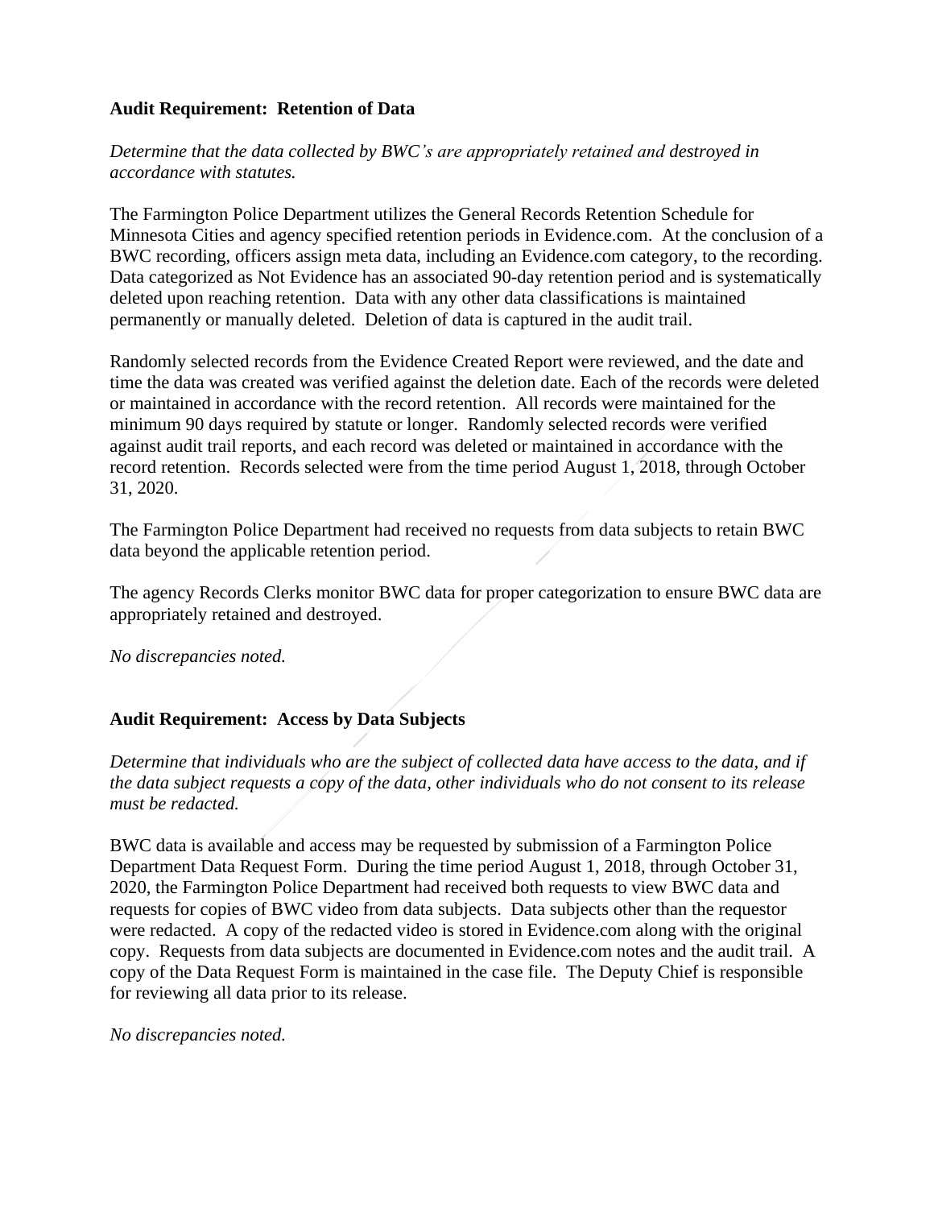**Audit Requirement: Retention of Data**

*Determine that the data collected by BWC's are appropriately retained and destroyed in accordance with statutes.*

The Farmington Police Department utilizes the General Records Retention Schedule for Minnesota Cities and agency specified retention periods in Evidence.com. At the conclusion of a BWC recording, officers assign meta data, including an Evidence.com category, to the recording. Data categorized as Not Evidence has an associated 90-day retention period and is systematically deleted upon reaching retention. Data with any other data classifications is maintained permanently or manually deleted. Deletion of data is captured in the audit trail.

Randomly selected records from the Evidence Created Report were reviewed, and the date and time the data was created was verified against the deletion date. Each of the records were deleted or maintained in accordance with the record retention. All records were maintained for the minimum 90 days required by statute or longer. Randomly selected records were verified against audit trail reports, and each record was deleted or maintained in accordance with the record retention. Records selected were from the time period August 1, 2018, through October 31, 2020.

The Farmington Police Department had received no requests from data subjects to retain BWC data beyond the applicable retention period.

The agency Records Clerks monitor BWC data for proper categorization to ensure BWC data are appropriately retained and destroyed.

*No discrepancies noted.*

**Audit Requirement: Access by Data Subjects**

*Determine that individuals who are the subject of collected data have access to the data, and if the data subject requests a copy of the data, other individuals who do not consent to its release must be redacted.*

BWC data is available and access may be requested by submission of a Farmington Police Department Data Request Form. During the time period August 1, 2018, through October 31, 2020, the Farmington Police Department had received both requests to view BWC data and requests for copies of BWC video from data subjects. Data subjects other than the requestor were redacted. A copy of the redacted video is stored in Evidence.com along with the original copy. Requests from data subjects are documented in Evidence.com notes and the audit trail. A copy of the Data Request Form is maintained in the case file. The Deputy Chief is responsible for reviewing all data prior to its release.

*No discrepancies noted.*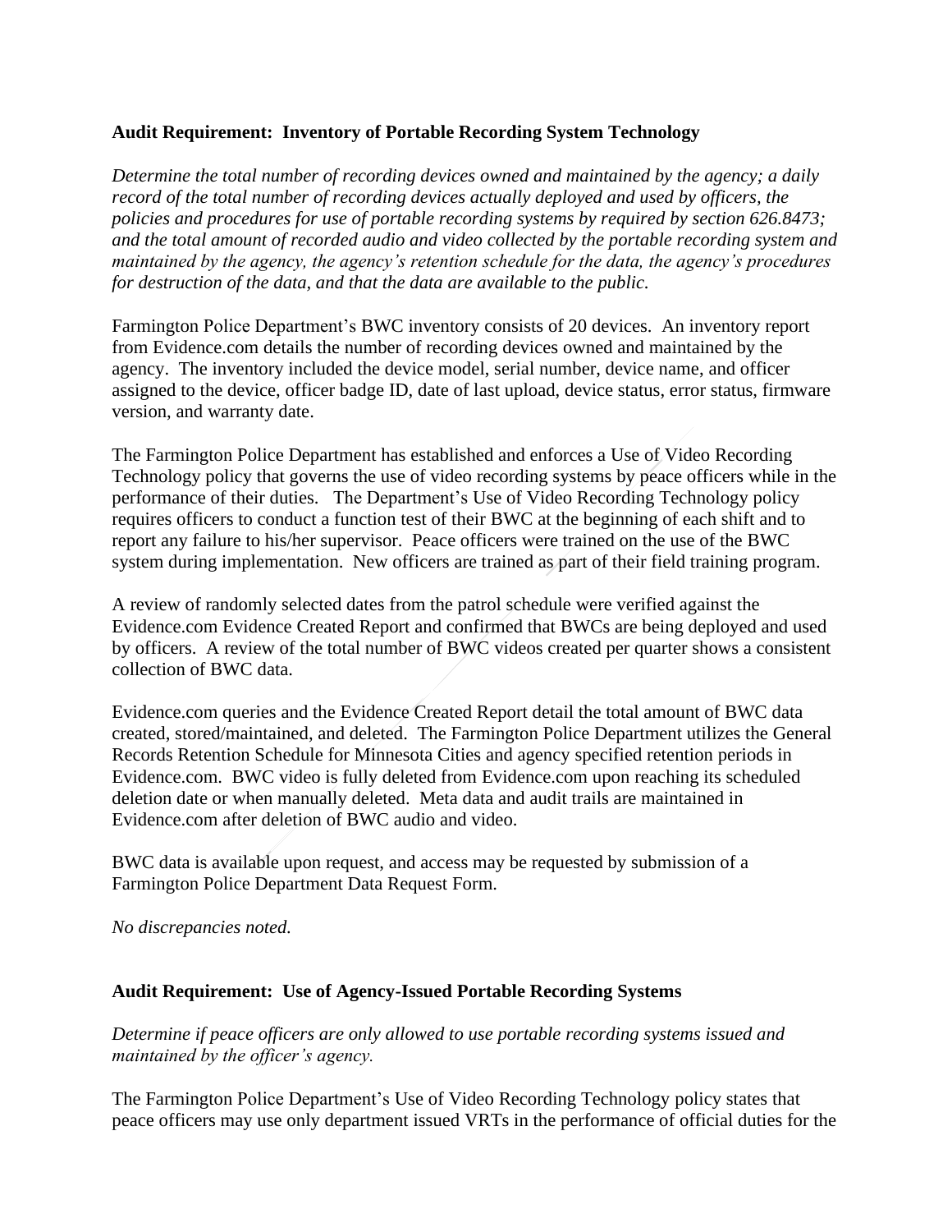**Audit Requirement: Inventory of Portable Recording System Technology**

*Determine the total number of recording devices owned and maintained by the agency; a daily record of the total number of recording devices actually deployed and used by officers, the policies and procedures for use of portable recording systems by required by section 626.8473; and the total amount of recorded audio and video collected by the portable recording system and maintained by the agency, the agency's retention schedule for the data, the agency's procedures for destruction of the data, and that the data are available to the public.*

Farmington Police Department's BWC inventory consists of 20 devices. An inventory report from Evidence.com details the number of recording devices owned and maintained by the agency. The inventory included the device model, serial number, device name, and officer assigned to the device, officer badge ID, date of last upload, device status, error status, firmware version, and warranty date.

The Farmington Police Department has established and enforces a Use of Video Recording Technology policy that governs the use of video recording systems by peace officers while in the performance of their duties. The Department's Use of Video Recording Technology policy requires officers to conduct a function test of their BWC at the beginning of each shift and to report any failure to his/her supervisor. Peace officers were trained on the use of the BWC system during implementation. New officers are trained as part of their field training program.

A review of randomly selected dates from the patrol schedule were verified against the Evidence.com Evidence Created Report and confirmed that BWCs are being deployed and used by officers. A review of the total number of BWC videos created per quarter shows a consistent collection of BWC data.

Evidence.com queries and the Evidence Created Report detail the total amount of BWC data created, stored/maintained, and deleted. The Farmington Police Department utilizes the General Records Retention Schedule for Minnesota Cities and agency specified retention periods in Evidence.com. BWC video is fully deleted from Evidence.com upon reaching its scheduled deletion date or when manually deleted. Meta data and audit trails are maintained in Evidence.com after deletion of BWC audio and video.

BWC data is available upon request, and access may be requested by submission of a Farmington Police Department Data Request Form.

*No discrepancies noted.*

**Audit Requirement: Use of Agency-Issued Portable Recording Systems**

*Determine if peace officers are only allowed to use portable recording systems issued and maintained by the officer's agency.*

The Farmington Police Department's Use of Video Recording Technology policy states that peace officers may use only department issued VRTs in the performance of official duties for the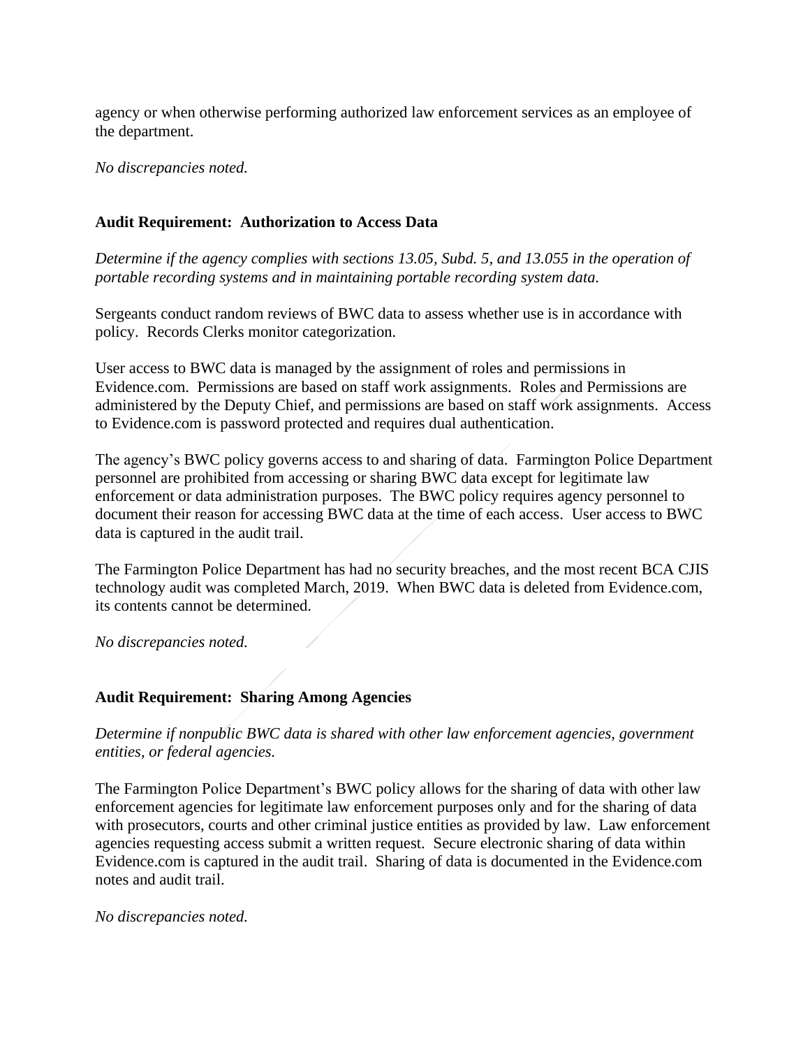agency or when otherwise performing authorized law enforcement services as an employee of the department.

*No discrepancies noted.*

**Audit Requirement: Authorization to Access Data**

*Determine if the agency complies with sections 13.05, Subd. 5, and 13.055 in the operation of portable recording systems and in maintaining portable recording system data.*

Sergeants conduct random reviews of BWC data to assess whether use is in accordance with policy. Records Clerks monitor categorization.

User access to BWC data is managed by the assignment of roles and permissions in Evidence.com. Permissions are based on staff work assignments. Roles and Permissions are administered by the Deputy Chief, and permissions are based on staff work assignments. Access to Evidence.com is password protected and requires dual authentication.

The agency's BWC policy governs access to and sharing of data. Farmington Police Department personnel are prohibited from accessing or sharing BWC data except for legitimate law enforcement or data administration purposes. The BWC policy requires agency personnel to document their reason for accessing BWC data at the time of each access. User access to BWC data is captured in the audit trail.

The Farmington Police Department has had no security breaches, and the most recent BCA CJIS technology audit was completed March, 2019. When BWC data is deleted from Evidence.com, its contents cannot be determined.

*No discrepancies noted.*

**Audit Requirement: Sharing Among Agencies**

*Determine if nonpublic BWC data is shared with other law enforcement agencies, government entities, or federal agencies.*

The Farmington Police Department's BWC policy allows for the sharing of data with other law enforcement agencies for legitimate law enforcement purposes only and for the sharing of data with prosecutors, courts and other criminal justice entities as provided by law. Law enforcement agencies requesting access submit a written request. Secure electronic sharing of data within Evidence.com is captured in the audit trail. Sharing of data is documented in the Evidence.com notes and audit trail.

*No discrepancies noted.*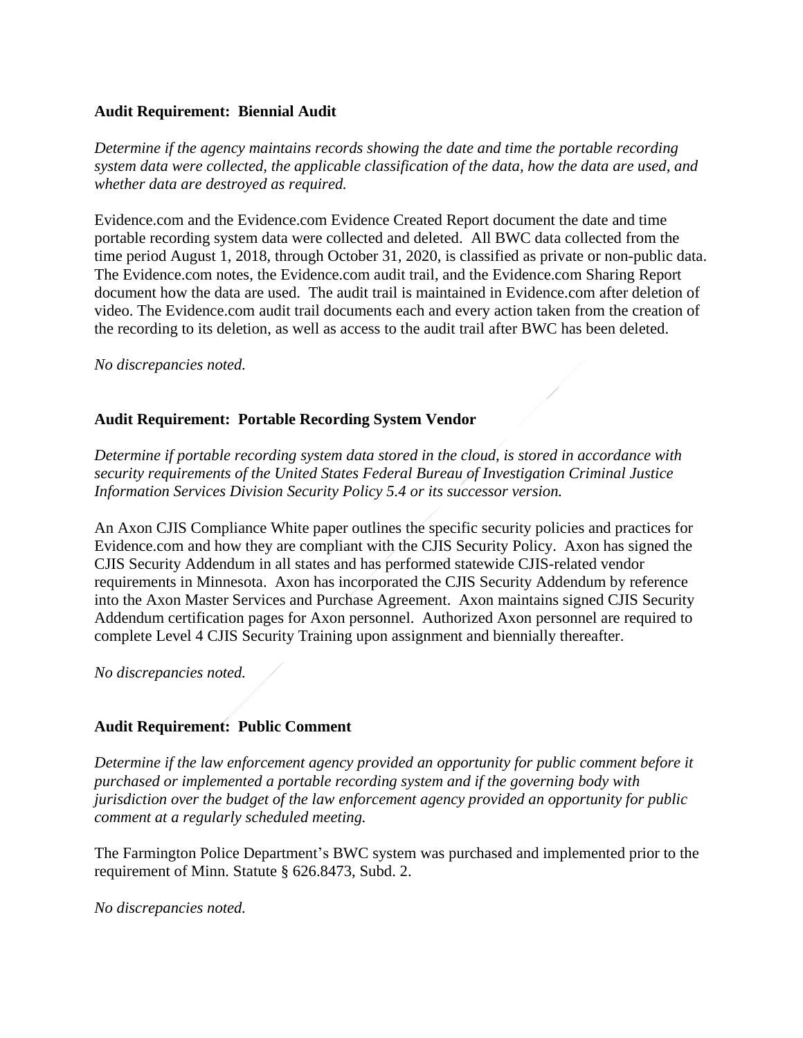**Audit Requirement: Biennial Audit**

*Determine if the agency maintains records showing the date and time the portable recording system data were collected, the applicable classification of the data, how the data are used, and whether data are destroyed as required.*

Evidence.com and the Evidence.com Evidence Created Report document the date and time portable recording system data were collected and deleted. All BWC data collected from the time period August 1, 2018, through October 31, 2020, is classified as private or non-public data. The Evidence.com notes, the Evidence.com audit trail, and the Evidence.com Sharing Report document how the data are used. The audit trail is maintained in Evidence.com after deletion of video. The Evidence.com audit trail documents each and every action taken from the creation of the recording to its deletion, as well as access to the audit trail after BWC has been deleted.

*No discrepancies noted.*

**Audit Requirement: Portable Recording System Vendor**

*Determine if portable recording system data stored in the cloud, is stored in accordance with security requirements of the United States Federal Bureau of Investigation Criminal Justice Information Services Division Security Policy 5.4 or its successor version.*

An Axon CJIS Compliance White paper outlines the specific security policies and practices for Evidence.com and how they are compliant with the CJIS Security Policy. Axon has signed the CJIS Security Addendum in all states and has performed statewide CJIS-related vendor requirements in Minnesota. Axon has incorporated the CJIS Security Addendum by reference into the Axon Master Services and Purchase Agreement. Axon maintains signed CJIS Security Addendum certification pages for Axon personnel. Authorized Axon personnel are required to complete Level 4 CJIS Security Training upon assignment and biennially thereafter.

*No discrepancies noted.*

**Audit Requirement: Public Comment**

*Determine if the law enforcement agency provided an opportunity for public comment before it purchased or implemented a portable recording system and if the governing body with jurisdiction over the budget of the law enforcement agency provided an opportunity for public comment at a regularly scheduled meeting.*

The Farmington Police Department's BWC system was purchased and implemented prior to the requirement of Minn. Statute § 626.8473, Subd. 2.

*No discrepancies noted.*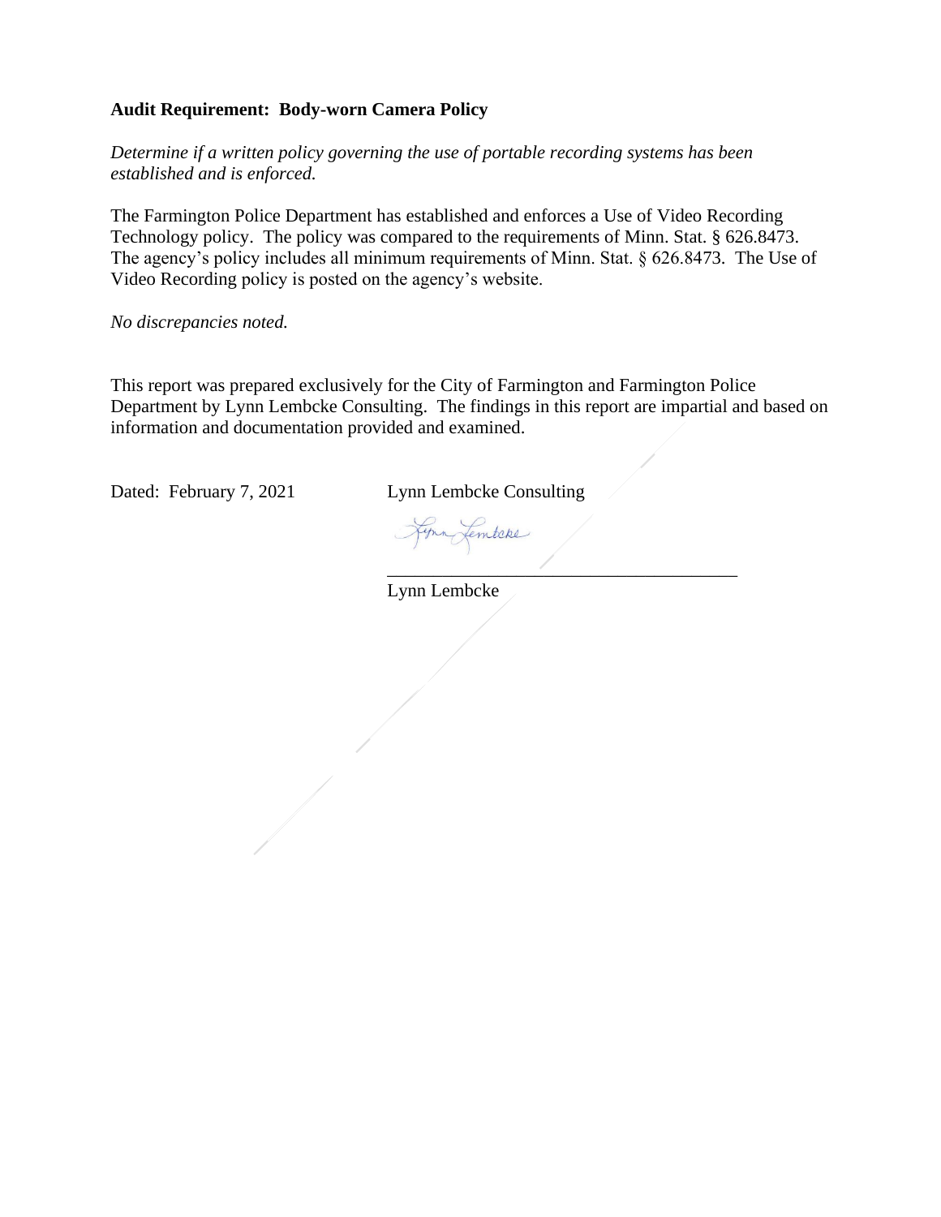**Audit Requirement: Body-worn Camera Policy**

*Determine if a written policy governing the use of portable recording systems has been established and is enforced.*

The Farmington Police Department has established and enforces a Use of Video Recording Technology policy. The policy was compared to the requirements of Minn. Stat. § 626.8473. The agency's policy includes all minimum requirements of Minn. Stat. § 626.8473. The Use of Video Recording policy is posted on the agency's website.

*No discrepancies noted.*

This report was prepared exclusively for the City of Farmington and Farmington Police Department by Lynn Lembcke Consulting. The findings in this report are impartial and based on information and documentation provided and examined.

Dated: February 7, 2021

Lynn Lembcke Consulting

Lynn Lembcke

\_\_\_\_\_\_\_\_\_\_\_\_\_\_\_\_\_\_\_\_\_\_\_\_\_\_\_\_\_\_\_\_\_\_\_\_\_\_

Lynn Lembcke